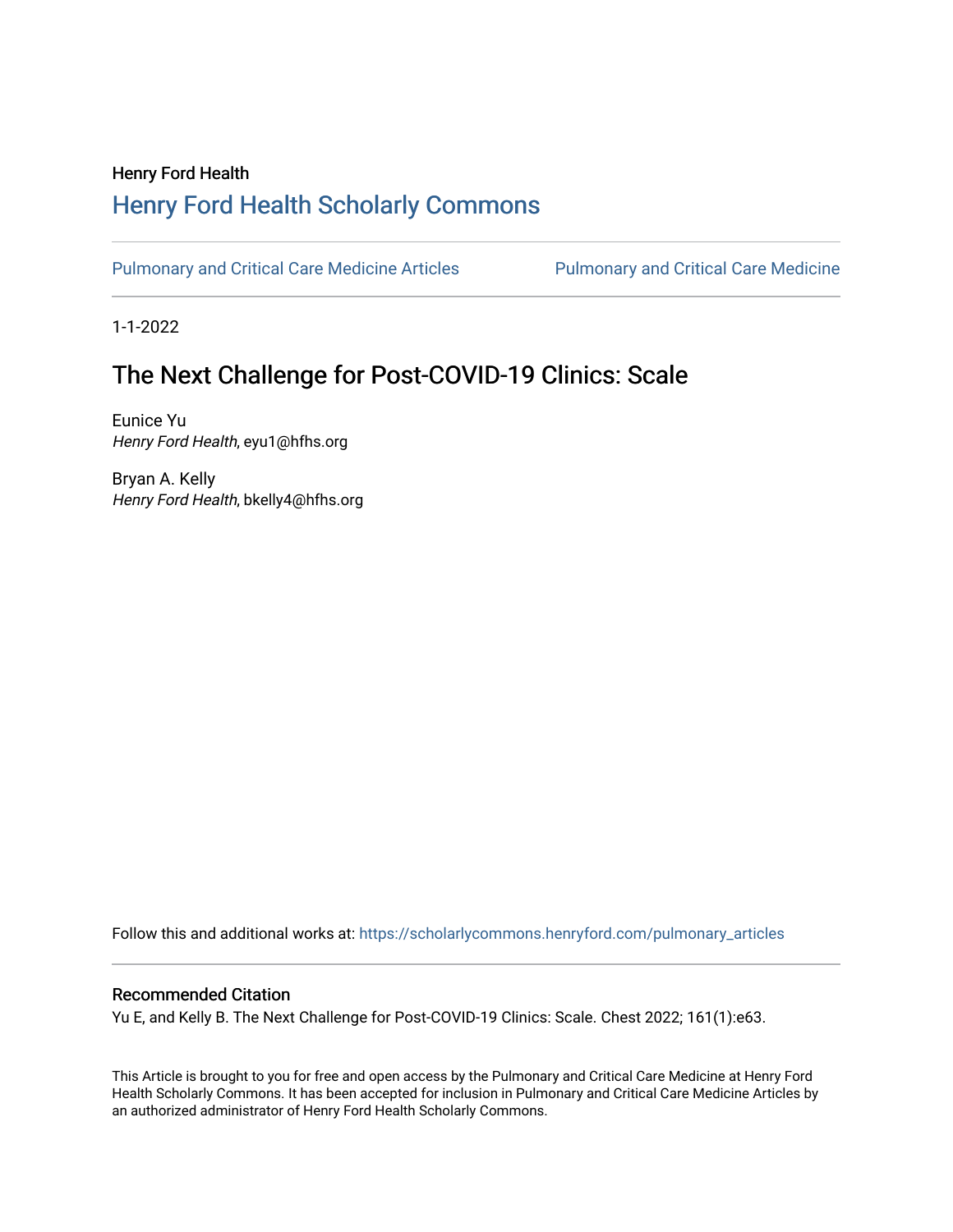Henry Ford Health

# Henry Ford Health Scholarly Commons

Pulmonary and Critical Care Medicine Articles | Pulmonary and Critical Care Medicine

1-1-2022

## The Next Challenge for Post-COVID-19 Clinics: Scale

Eunice Yu
*Henry Ford Health*, eyu1@hfhs.org

Bryan A. Kelly
*Henry Ford Health*, bkelly4@hfhs.org

Follow this and additional works at: https://scholarlycommons.henryford.com/pulmonary_articles

### Recommended Citation

Yu E, and Kelly B. The Next Challenge for Post-COVID-19 Clinics: Scale. Chest 2022; 161(1):e63.

This Article is brought to you for free and open access by the Pulmonary and Critical Care Medicine at Henry Ford Health Scholarly Commons. It has been accepted for inclusion in Pulmonary and Critical Care Medicine Articles by an authorized administrator of Henry Ford Health Scholarly Commons.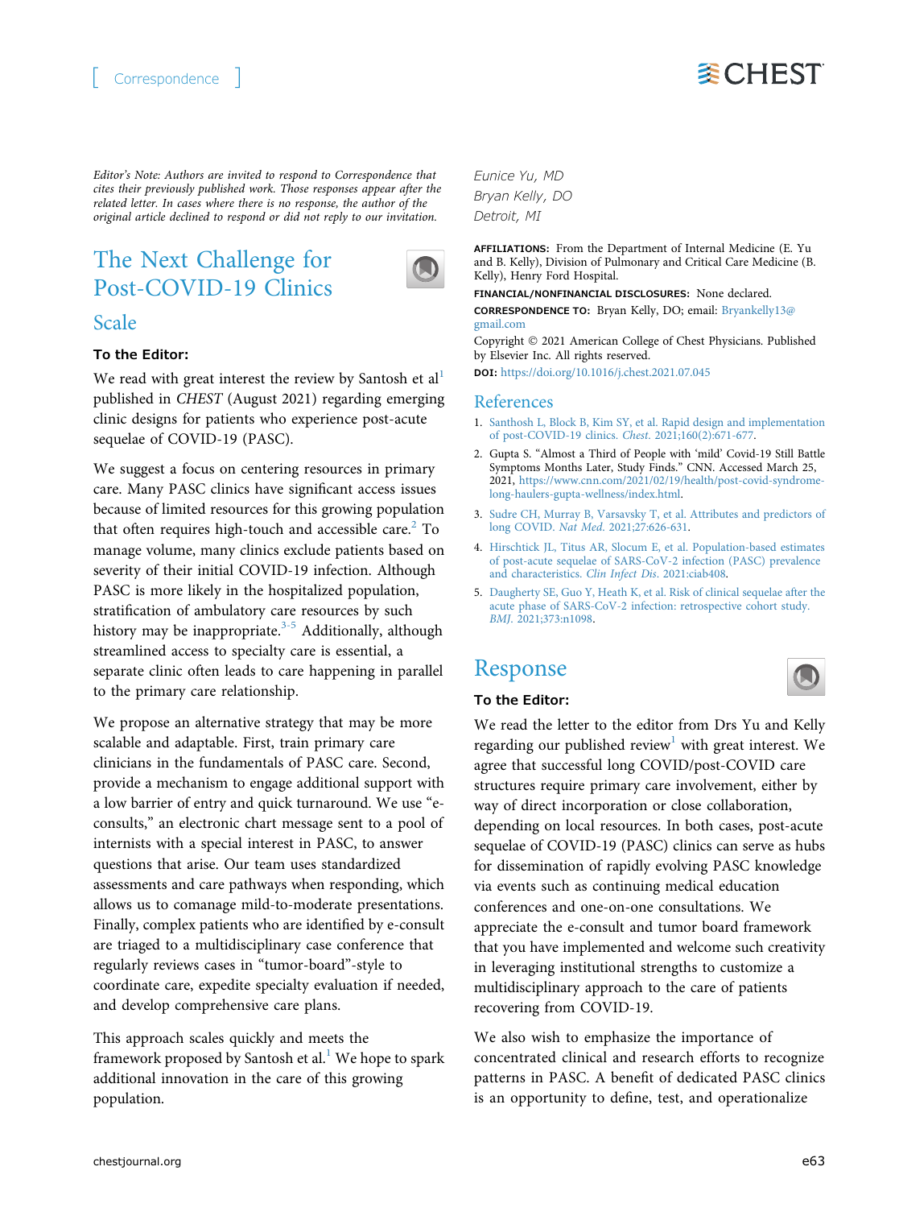[ Correspondence ]

*Editor's Note: Authors are invited to respond to Correspondence that cites their previously published work. Those responses appear after the related letter. In cases where there is no response, the author of the original article declined to respond or did not reply to our invitation.*

# The Next Challenge for Post-COVID-19 Clinics

## Scale

### To the Editor:

We read with great interest the review by Santosh et al[1] published in *CHEST* (August 2021) regarding emerging clinic designs for patients who experience post-acute sequelae of COVID-19 (PASC).

We suggest a focus on centering resources in primary care. Many PASC clinics have significant access issues because of limited resources for this growing population that often requires high-touch and accessible care.[2] To manage volume, many clinics exclude patients based on severity of their initial COVID-19 infection. Although PASC is more likely in the hospitalized population, stratification of ambulatory care resources by such history may be inappropriate.[3-5] Additionally, although streamlined access to specialty care is essential, a separate clinic often leads to care happening in parallel to the primary care relationship.

We propose an alternative strategy that may be more scalable and adaptable. First, train primary care clinicians in the fundamentals of PASC care. Second, provide a mechanism to engage additional support with a low barrier of entry and quick turnaround. We use "e-consults," an electronic chart message sent to a pool of internists with a special interest in PASC, to answer questions that arise. Our team uses standardized assessments and care pathways when responding, which allows us to comanage mild-to-moderate presentations. Finally, complex patients who are identified by e-consult are triaged to a multidisciplinary case conference that regularly reviews cases in "tumor-board"-style to coordinate care, expedite specialty evaluation if needed, and develop comprehensive care plans.

This approach scales quickly and meets the framework proposed by Santosh et al.[1] We hope to spark additional innovation in the care of this growing population.

*Eunice Yu, MD*
*Bryan Kelly, DO*
*Detroit, MI*

**AFFILIATIONS:** From the Department of Internal Medicine (E. Yu and B. Kelly), Division of Pulmonary and Critical Care Medicine (B. Kelly), Henry Ford Hospital.

**FINANCIAL/NONFINANCIAL DISCLOSURES:** None declared.

**CORRESPONDENCE TO:** Bryan Kelly, DO; email: Bryankelly13@gmail.com

Copyright © 2021 American College of Chest Physicians. Published by Elsevier Inc. All rights reserved.

**DOI:** https://doi.org/10.1016/j.chest.2021.07.045

## References

1. Santhosh L, Block B, Kim SY, et al. Rapid design and implementation of post-COVID-19 clinics. *Chest*. 2021;160(2):671-677.
2. Gupta S. "Almost a Third of People with 'mild' Covid-19 Still Battle Symptoms Months Later, Study Finds." CNN. Accessed March 25, 2021, https://www.cnn.com/2021/02/19/health/post-covid-syndrome-long-haulers-gupta-wellness/index.html.
3. Sudre CH, Murray B, Varsavsky T, et al. Attributes and predictors of long COVID. *Nat Med*. 2021;27:626-631.
4. Hirschtick JL, Titus AR, Slocum E, et al. Population-based estimates of post-acute sequelae of SARS-CoV-2 infection (PASC) prevalence and characteristics. *Clin Infect Dis*. 2021:ciab408.
5. Daugherty SE, Guo Y, Heath K, et al. Risk of clinical sequelae after the acute phase of SARS-CoV-2 infection: retrospective cohort study. *BMJ*. 2021;373:n1098.

# Response

### To the Editor:

We read the letter to the editor from Drs Yu and Kelly regarding our published review[1] with great interest. We agree that successful long COVID/post-COVID care structures require primary care involvement, either by way of direct incorporation or close collaboration, depending on local resources. In both cases, post-acute sequelae of COVID-19 (PASC) clinics can serve as hubs for dissemination of rapidly evolving PASC knowledge via events such as continuing medical education conferences and one-on-one consultations. We appreciate the e-consult and tumor board framework that you have implemented and welcome such creativity in leveraging institutional strengths to customize a multidisciplinary approach to the care of patients recovering from COVID-19.

We also wish to emphasize the importance of concentrated clinical and research efforts to recognize patterns in PASC. A benefit of dedicated PASC clinics is an opportunity to define, test, and operationalize